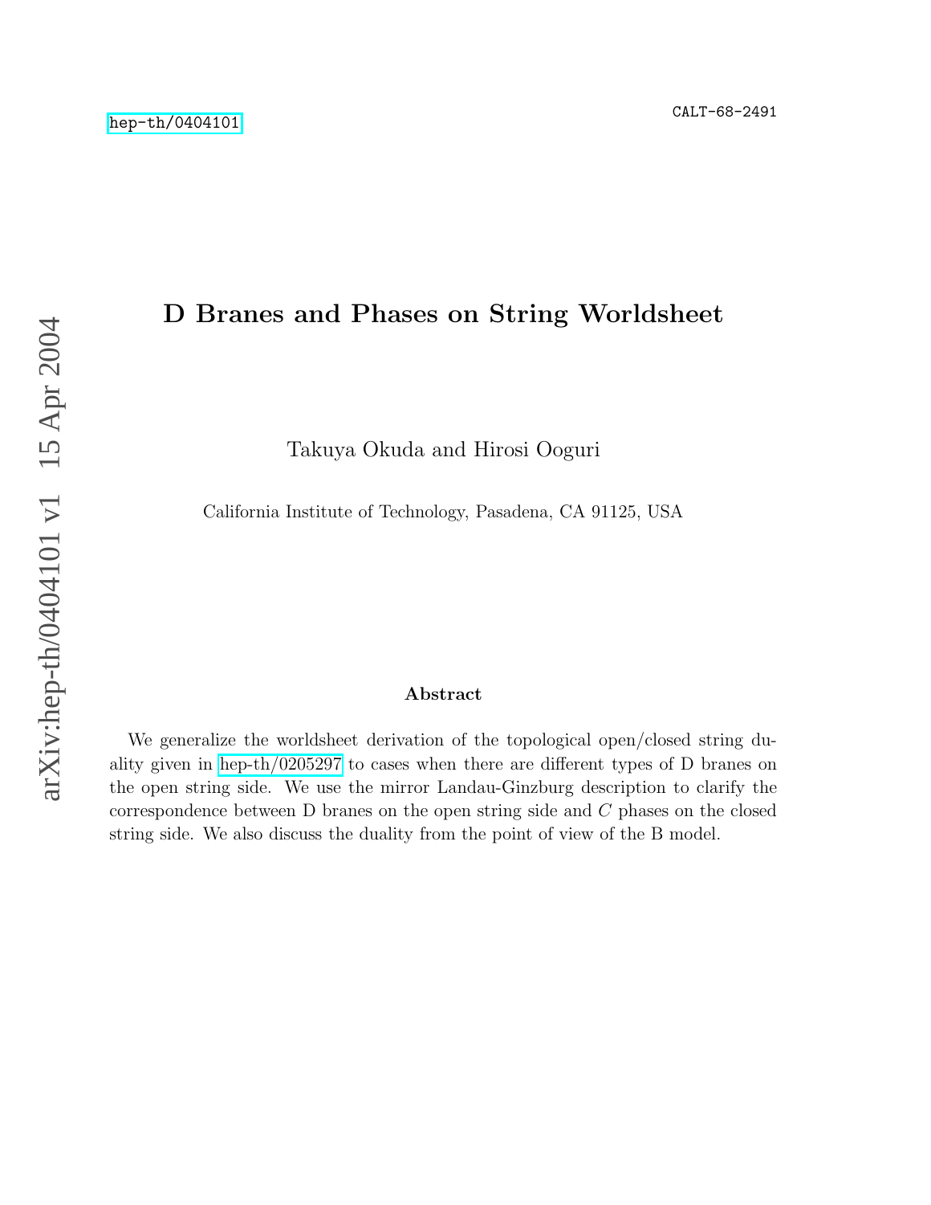hep-th/0404101

CALT-68-2491

# D Branes and Phases on String Worldsheet

Takuya Okuda and Hirosi Ooguri

California Institute of Technology, Pasadena, CA 91125, USA

### Abstract

We generalize the worldsheet derivation of the topological open/closed string duality given in hep-th/0205297 to cases when there are different types of D branes on the open string side. We use the mirror Landau-Ginzburg description to clarify the correspondence between D branes on the open string side and $C$ phases on the closed string side. We also discuss the duality from the point of view of the B model.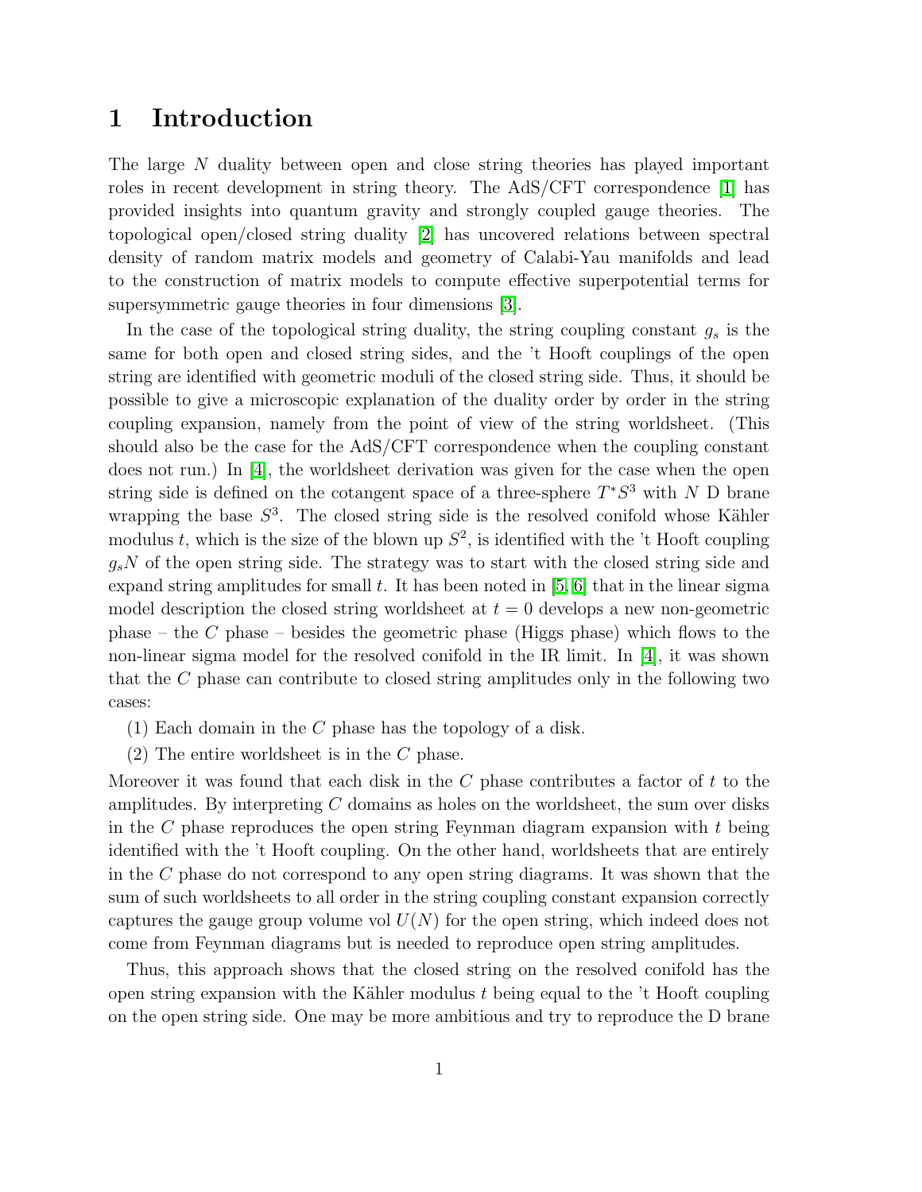# 1 Introduction

The large $N$ duality between open and close string theories has played important roles in recent development in string theory. The AdS/CFT correspondence [1] has provided insights into quantum gravity and strongly coupled gauge theories. The topological open/closed string duality [2] has uncovered relations between spectral density of random matrix models and geometry of Calabi-Yau manifolds and lead to the construction of matrix models to compute effective superpotential terms for supersymmetric gauge theories in four dimensions [3].

In the case of the topological string duality, the string coupling constant $g_s$ is the same for both open and closed string sides, and the 't Hooft couplings of the open string are identified with geometric moduli of the closed string side. Thus, it should be possible to give a microscopic explanation of the duality order by order in the string coupling expansion, namely from the point of view of the string worldsheet. (This should also be the case for the AdS/CFT correspondence when the coupling constant does not run.) In [4], the worldsheet derivation was given for the case when the open string side is defined on the cotangent space of a three-sphere $T^*S^3$ with $N$ D brane wrapping the base $S^3$. The closed string side is the resolved conifold whose Kähler modulus $t$, which is the size of the blown up $S^2$, is identified with the 't Hooft coupling $g_sN$ of the open string side. The strategy was to start with the closed string side and expand string amplitudes for small $t$. It has been noted in [5, 6] that in the linear sigma model description the closed string worldsheet at $t = 0$ develops a new non-geometric phase – the $C$ phase – besides the geometric phase (Higgs phase) which flows to the non-linear sigma model for the resolved conifold in the IR limit. In [4], it was shown that the $C$ phase can contribute to closed string amplitudes only in the following two cases:

(1) Each domain in the $C$ phase has the topology of a disk.

(2) The entire worldsheet is in the $C$ phase.

Moreover it was found that each disk in the $C$ phase contributes a factor of $t$ to the amplitudes. By interpreting $C$ domains as holes on the worldsheet, the sum over disks in the $C$ phase reproduces the open string Feynman diagram expansion with $t$ being identified with the 't Hooft coupling. On the other hand, worldsheets that are entirely in the $C$ phase do not correspond to any open string diagrams. It was shown that the sum of such worldsheets to all order in the string coupling constant expansion correctly captures the gauge group volume vol $U(N)$ for the open string, which indeed does not come from Feynman diagrams but is needed to reproduce open string amplitudes.

Thus, this approach shows that the closed string on the resolved conifold has the open string expansion with the Kähler modulus $t$ being equal to the 't Hooft coupling on the open string side. One may be more ambitious and try to reproduce the D brane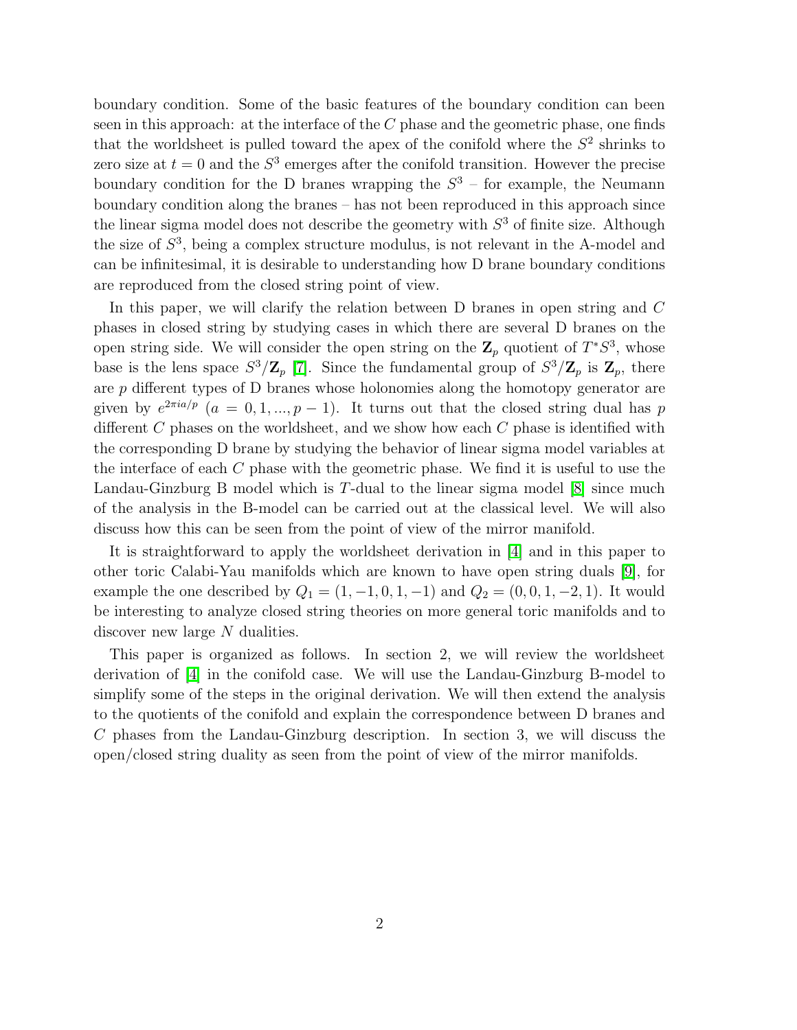boundary condition. Some of the basic features of the boundary condition can been seen in this approach: at the interface of the $C$ phase and the geometric phase, one finds that the worldsheet is pulled toward the apex of the conifold where the $S^2$ shrinks to zero size at $t = 0$ and the $S^3$ emerges after the conifold transition. However the precise boundary condition for the D branes wrapping the $S^3$ – for example, the Neumann boundary condition along the branes – has not been reproduced in this approach since the linear sigma model does not describe the geometry with $S^3$ of finite size. Although the size of $S^3$, being a complex structure modulus, is not relevant in the A-model and can be infinitesimal, it is desirable to understanding how D brane boundary conditions are reproduced from the closed string point of view.

In this paper, we will clarify the relation between D branes in open string and $C$ phases in closed string by studying cases in which there are several D branes on the open string side. We will consider the open string on the $\mathbf{Z}_p$ quotient of $T^*S^3$, whose base is the lens space $S^3/\mathbf{Z}_p$ [7]. Since the fundamental group of $S^3/\mathbf{Z}_p$ is $\mathbf{Z}_p$, there are $p$ different types of D branes whose holonomies along the homotopy generator are given by $e^{2\pi i a/p}$ $(a = 0, 1, ..., p-1)$. It turns out that the closed string dual has $p$ different $C$ phases on the worldsheet, and we show how each $C$ phase is identified with the corresponding D brane by studying the behavior of linear sigma model variables at the interface of each $C$ phase with the geometric phase. We find it is useful to use the Landau-Ginzburg B model which is $T$-dual to the linear sigma model [8] since much of the analysis in the B-model can be carried out at the classical level. We will also discuss how this can be seen from the point of view of the mirror manifold.

It is straightforward to apply the worldsheet derivation in [4] and in this paper to other toric Calabi-Yau manifolds which are known to have open string duals [9], for example the one described by $Q_1 = (1, -1, 0, 1, -1)$ and $Q_2 = (0, 0, 1, -2, 1)$. It would be interesting to analyze closed string theories on more general toric manifolds and to discover new large $N$ dualities.

This paper is organized as follows. In section 2, we will review the worldsheet derivation of [4] in the conifold case. We will use the Landau-Ginzburg B-model to simplify some of the steps in the original derivation. We will then extend the analysis to the quotients of the conifold and explain the correspondence between D branes and $C$ phases from the Landau-Ginzburg description. In section 3, we will discuss the open/closed string duality as seen from the point of view of the mirror manifolds.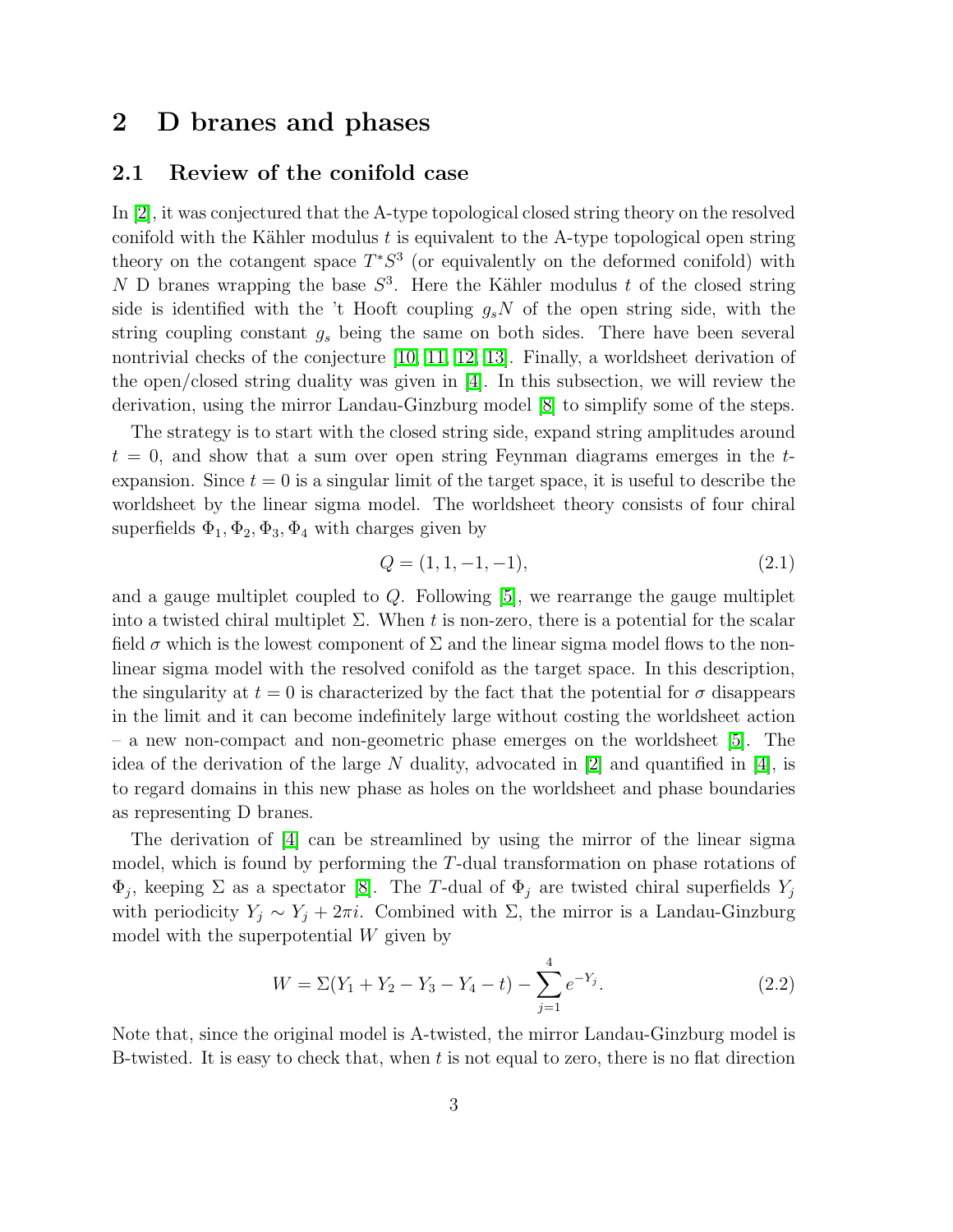## 2 D branes and phases

### 2.1 Review of the conifold case

In [2], it was conjectured that the A-type topological closed string theory on the resolved conifold with the Kähler modulus $t$ is equivalent to the A-type topological open string theory on the cotangent space $T^*S^3$ (or equivalently on the deformed conifold) with $N$ D branes wrapping the base $S^3$. Here the Kähler modulus $t$ of the closed string side is identified with the 't Hooft coupling $g_s N$ of the open string side, with the string coupling constant $g_s$ being the same on both sides. There have been several nontrivial checks of the conjecture [10, 11, 12, 13]. Finally, a worldsheet derivation of the open/closed string duality was given in [4]. In this subsection, we will review the derivation, using the mirror Landau-Ginzburg model [8] to simplify some of the steps.

The strategy is to start with the closed string side, expand string amplitudes around $t = 0$, and show that a sum over open string Feynman diagrams emerges in the $t$-expansion. Since $t = 0$ is a singular limit of the target space, it is useful to describe the worldsheet by the linear sigma model. The worldsheet theory consists of four chiral superfields $\Phi_1, \Phi_2, \Phi_3, \Phi_4$ with charges given by

$$Q = (1, 1, -1, -1), \tag{2.1}$$

and a gauge multiplet coupled to $Q$. Following [5], we rearrange the gauge multiplet into a twisted chiral multiplet $\Sigma$. When $t$ is non-zero, there is a potential for the scalar field $\sigma$ which is the lowest component of $\Sigma$ and the linear sigma model flows to the non-linear sigma model with the resolved conifold as the target space. In this description, the singularity at $t = 0$ is characterized by the fact that the potential for $\sigma$ disappears in the limit and it can become indefinitely large without costing the worldsheet action – a new non-compact and non-geometric phase emerges on the worldsheet [5]. The idea of the derivation of the large $N$ duality, advocated in [2] and quantified in [4], is to regard domains in this new phase as holes on the worldsheet and phase boundaries as representing D branes.

The derivation of [4] can be streamlined by using the mirror of the linear sigma model, which is found by performing the $T$-dual transformation on phase rotations of $\Phi_j$, keeping $\Sigma$ as a spectator [8]. The $T$-dual of $\Phi_j$ are twisted chiral superfields $Y_j$ with periodicity $Y_j \sim Y_j + 2\pi i$. Combined with $\Sigma$, the mirror is a Landau-Ginzburg model with the superpotential $W$ given by

$$W = \Sigma(Y_1 + Y_2 - Y_3 - Y_4 - t) - \sum_{j=1}^{4} e^{-Y_j}. \tag{2.2}$$

Note that, since the original model is A-twisted, the mirror Landau-Ginzburg model is B-twisted. It is easy to check that, when $t$ is not equal to zero, there is no flat direction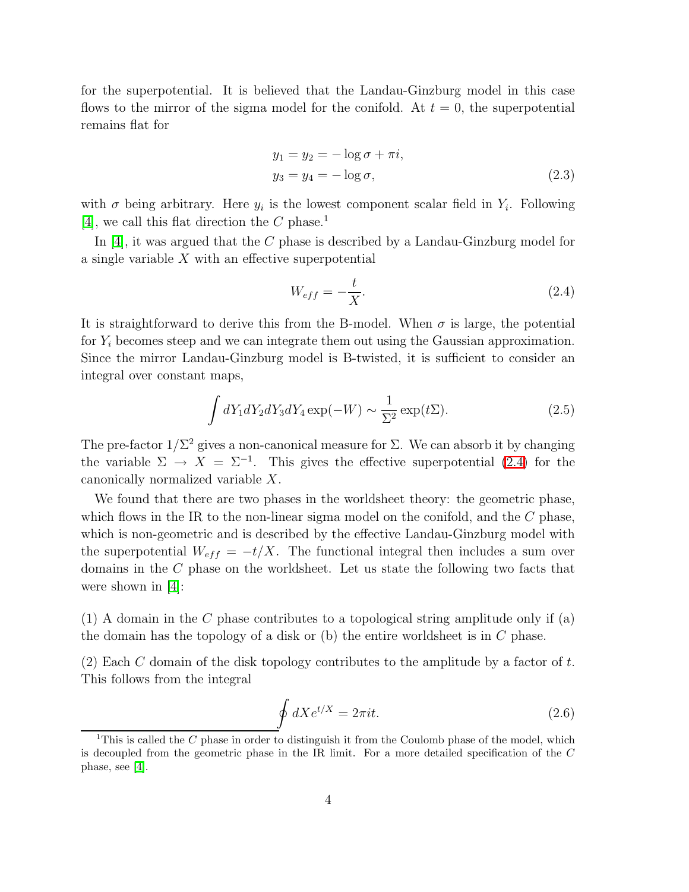for the superpotential. It is believed that the Landau-Ginzburg model in this case flows to the mirror of the sigma model for the conifold. At $t = 0$, the superpotential remains flat for

$$
\begin{aligned}
y_1 = y_2 &= -\log \sigma + \pi i, \\
y_3 = y_4 &= -\log \sigma,
\end{aligned}
\tag{2.3}
$$

with $\sigma$ being arbitrary. Here $y_i$ is the lowest component scalar field in $Y_i$. Following [4], we call this flat direction the $C$ phase.[1]

In [4], it was argued that the $C$ phase is described by a Landau-Ginzburg model for a single variable $X$ with an effective superpotential

$$
W_{eff} = -\frac{t}{X}. \tag{2.4}
$$

It is straightforward to derive this from the B-model. When $\sigma$ is large, the potential for $Y_i$ becomes steep and we can integrate them out using the Gaussian approximation. Since the mirror Landau-Ginzburg model is B-twisted, it is sufficient to consider an integral over constant maps,

$$
\int dY_1 dY_2 dY_3 dY_4 \exp(-W) \sim \frac{1}{\Sigma^2} \exp(t\Sigma). \tag{2.5}
$$

The pre-factor $1/\Sigma^2$ gives a non-canonical measure for $\Sigma$. We can absorb it by changing the variable $\Sigma \to X = \Sigma^{-1}$. This gives the effective superpotential (2.4) for the canonically normalized variable $X$.

We found that there are two phases in the worldsheet theory: the geometric phase, which flows in the IR to the non-linear sigma model on the conifold, and the $C$ phase, which is non-geometric and is described by the effective Landau-Ginzburg model with the superpotential $W_{eff} = -t/X$. The functional integral then includes a sum over domains in the $C$ phase on the worldsheet. Let us state the following two facts that were shown in [4]:

(1) A domain in the $C$ phase contributes to a topological string amplitude only if (a) the domain has the topology of a disk or (b) the entire worldsheet is in $C$ phase.

(2) Each $C$ domain of the disk topology contributes to the amplitude by a factor of $t$. This follows from the integral

$$
\oint dX e^{t/X} = 2\pi i t. \tag{2.6}
$$

[1] This is called the $C$ phase in order to distinguish it from the Coulomb phase of the model, which is decoupled from the geometric phase in the IR limit. For a more detailed specification of the $C$ phase, see [4].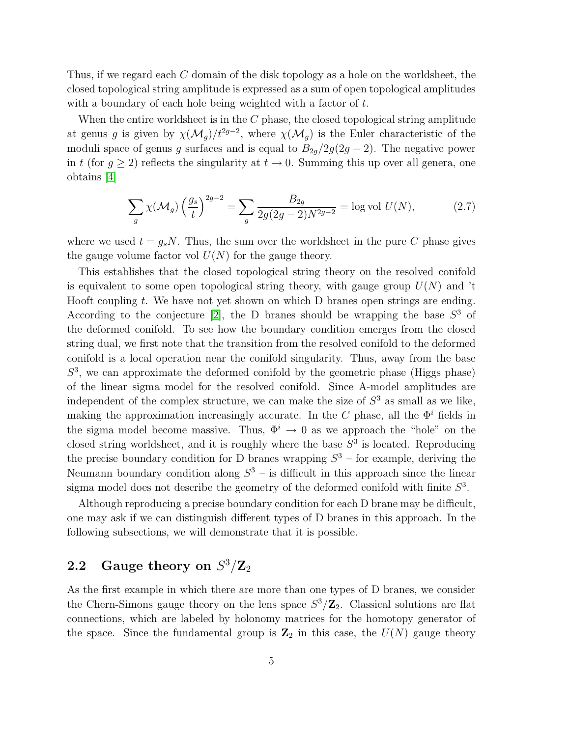Thus, if we regard each $C$ domain of the disk topology as a hole on the worldsheet, the closed topological string amplitude is expressed as a sum of open topological amplitudes with a boundary of each hole being weighted with a factor of $t$.

When the entire worldsheet is in the $C$ phase, the closed topological string amplitude at genus $g$ is given by $\chi(\mathcal{M}_g)/t^{2g-2}$, where $\chi(\mathcal{M}_g)$ is the Euler characteristic of the moduli space of genus $g$ surfaces and is equal to $B_{2g}/2g(2g-2)$. The negative power in $t$ (for $g \geq 2$) reflects the singularity at $t \to 0$. Summing this up over all genera, one obtains [4]

$$\sum_g \chi(\mathcal{M}_g) \left(\frac{g_s}{t}\right)^{2g-2} = \sum_g \frac{B_{2g}}{2g(2g-2)N^{2g-2}} = \log \mathrm{vol}\ U(N), \tag{2.7}$$

where we used $t = g_s N$. Thus, the sum over the worldsheet in the pure $C$ phase gives the gauge volume factor vol $U(N)$ for the gauge theory.

This establishes that the closed topological string theory on the resolved conifold is equivalent to some open topological string theory, with gauge group $U(N)$ and 't Hooft coupling $t$. We have not yet shown on which D branes open strings are ending. According to the conjecture [2], the D branes should be wrapping the base $S^3$ of the deformed conifold. To see how the boundary condition emerges from the closed string dual, we first note that the transition from the resolved conifold to the deformed conifold is a local operation near the conifold singularity. Thus, away from the base $S^3$, we can approximate the deformed conifold by the geometric phase (Higgs phase) of the linear sigma model for the resolved conifold. Since A-model amplitudes are independent of the complex structure, we can make the size of $S^3$ as small as we like, making the approximation increasingly accurate. In the $C$ phase, all the $\Phi^i$ fields in the sigma model become massive. Thus, $\Phi^i \to 0$ as we approach the "hole" on the closed string worldsheet, and it is roughly where the base $S^3$ is located. Reproducing the precise boundary condition for D branes wrapping $S^3$ – for example, deriving the Neumann boundary condition along $S^3$ – is difficult in this approach since the linear sigma model does not describe the geometry of the deformed conifold with finite $S^3$.

Although reproducing a precise boundary condition for each D brane may be difficult, one may ask if we can distinguish different types of D branes in this approach. In the following subsections, we will demonstrate that it is possible.

## 2.2 Gauge theory on $S^3/\mathbf{Z}_2$

As the first example in which there are more than one types of D branes, we consider the Chern-Simons gauge theory on the lens space $S^3/\mathbf{Z}_2$. Classical solutions are flat connections, which are labeled by holonomy matrices for the homotopy generator of the space. Since the fundamental group is $\mathbf{Z}_2$ in this case, the $U(N)$ gauge theory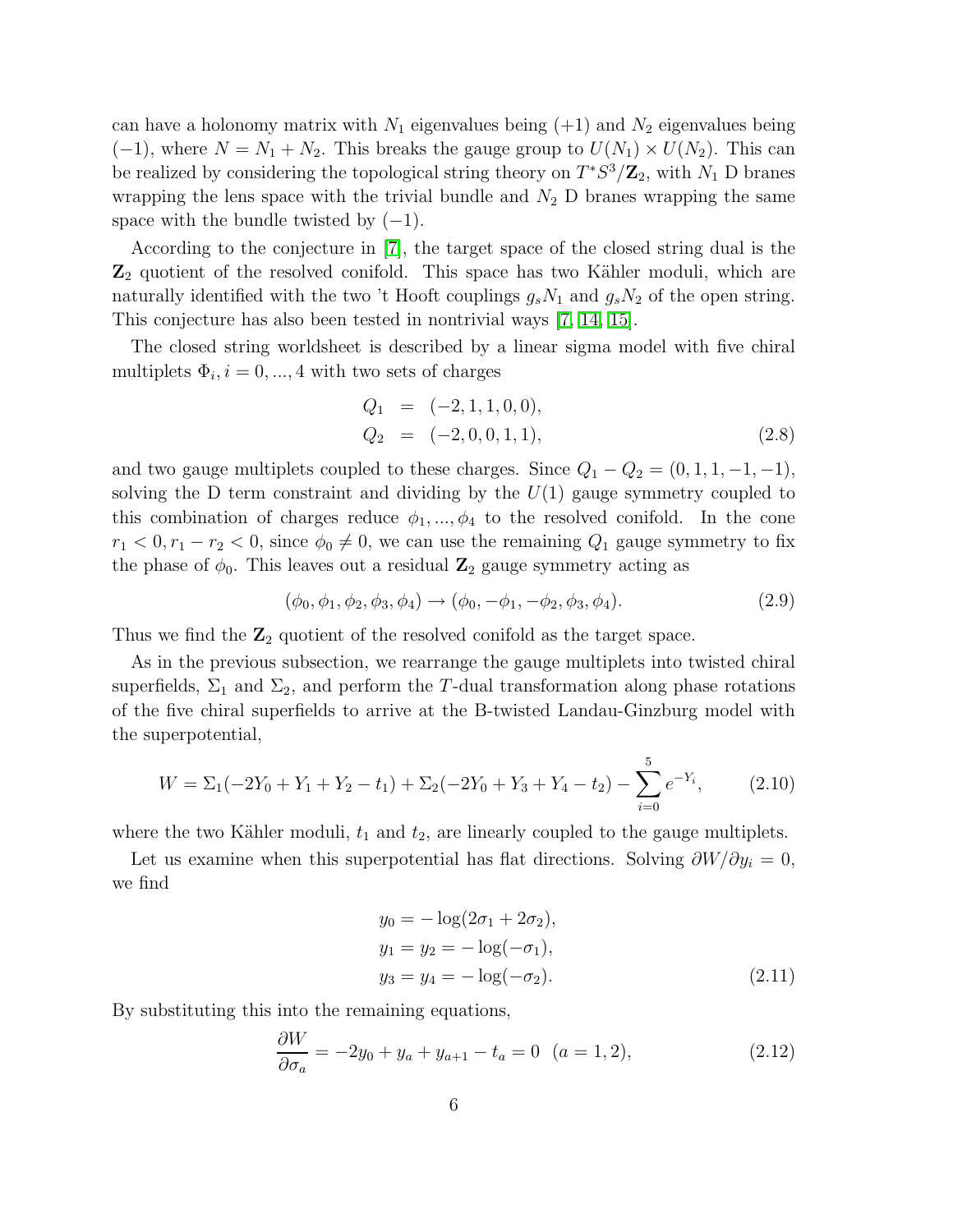can have a holonomy matrix with $N_1$ eigenvalues being $(+1)$ and $N_2$ eigenvalues being $(-1)$, where $N = N_1 + N_2$. This breaks the gauge group to $U(N_1) \times U(N_2)$. This can be realized by considering the topological string theory on $T^*S^3/\mathbf{Z}_2$, with $N_1$ D branes wrapping the lens space with the trivial bundle and $N_2$ D branes wrapping the same space with the bundle twisted by $(-1)$.

According to the conjecture in [7], the target space of the closed string dual is the $\mathbf{Z}_2$ quotient of the resolved conifold. This space has two Kähler moduli, which are naturally identified with the two 't Hooft couplings $g_s N_1$ and $g_s N_2$ of the open string. This conjecture has also been tested in nontrivial ways [7, 14, 15].

The closed string worldsheet is described by a linear sigma model with five chiral multiplets $\Phi_i, i = 0, ..., 4$ with two sets of charges

$$
\begin{aligned}
Q_1 &= (-2, 1, 1, 0, 0), \\
Q_2 &= (-2, 0, 0, 1, 1),
\end{aligned} \tag{2.8}
$$

and two gauge multiplets coupled to these charges. Since $Q_1 - Q_2 = (0, 1, 1, -1, -1)$, solving the D term constraint and dividing by the $U(1)$ gauge symmetry coupled to this combination of charges reduce $\phi_1, ..., \phi_4$ to the resolved conifold. In the cone $r_1 < 0, r_1 - r_2 < 0$, since $\phi_0 \neq 0$, we can use the remaining $Q_1$ gauge symmetry to fix the phase of $\phi_0$. This leaves out a residual $\mathbf{Z}_2$ gauge symmetry acting as

$$
(\phi_0, \phi_1, \phi_2, \phi_3, \phi_4) \to (\phi_0, -\phi_1, -\phi_2, \phi_3, \phi_4). \tag{2.9}
$$

Thus we find the $\mathbf{Z}_2$ quotient of the resolved conifold as the target space.

As in the previous subsection, we rearrange the gauge multiplets into twisted chiral superfields, $\Sigma_1$ and $\Sigma_2$, and perform the $T$-dual transformation along phase rotations of the five chiral superfields to arrive at the B-twisted Landau-Ginzburg model with the superpotential,

$$
W = \Sigma_1(-2Y_0 + Y_1 + Y_2 - t_1) + \Sigma_2(-2Y_0 + Y_3 + Y_4 - t_2) - \sum_{i=0}^{5} e^{-Y_i}, \tag{2.10}
$$

where the two Kähler moduli, $t_1$ and $t_2$, are linearly coupled to the gauge multiplets.

Let us examine when this superpotential has flat directions. Solving $\partial W / \partial y_i = 0$, we find

$$
\begin{aligned}
&y_0 = -\log(2\sigma_1 + 2\sigma_2), \\
&y_1 = y_2 = -\log(-\sigma_1), \\
&y_3 = y_4 = -\log(-\sigma_2).
\end{aligned} \tag{2.11}
$$

By substituting this into the remaining equations,

$$
\frac{\partial W}{\partial \sigma_a} = -2y_0 + y_a + y_{a+1} - t_a = 0 \quad (a = 1, 2), \tag{2.12}
$$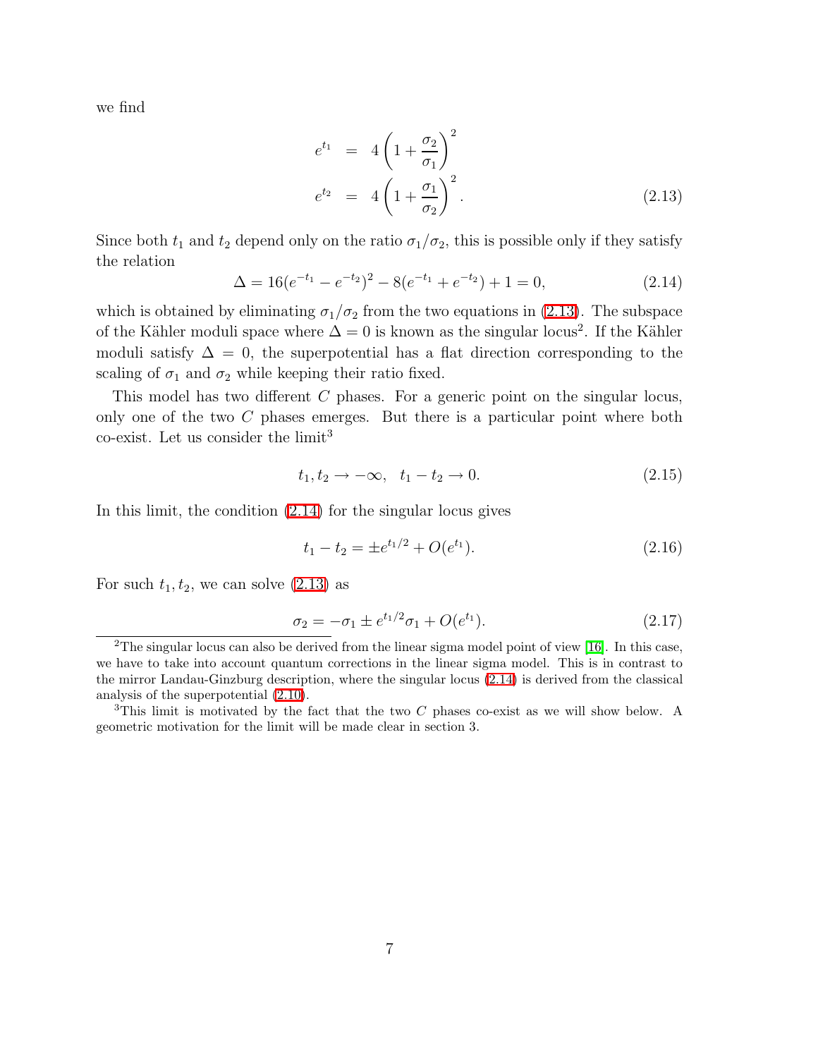we find

$$
\begin{aligned}
e^{t_1} &= 4\left(1+\frac{\sigma_2}{\sigma_1}\right)^2 \\
e^{t_2} &= 4\left(1+\frac{\sigma_1}{\sigma_2}\right)^2 .
\end{aligned}
\tag{2.13}
$$

Since both $t_1$ and $t_2$ depend only on the ratio $\sigma_1/\sigma_2$, this is possible only if they satisfy the relation

$$
\Delta = 16(e^{-t_1}-e^{-t_2})^2 - 8(e^{-t_1}+e^{-t_2}) + 1 = 0, \tag{2.14}
$$

which is obtained by eliminating $\sigma_1/\sigma_2$ from the two equations in (2.13). The subspace of the Kähler moduli space where $\Delta = 0$ is known as the singular locus[2]. If the Kähler moduli satisfy $\Delta = 0$, the superpotential has a flat direction corresponding to the scaling of $\sigma_1$ and $\sigma_2$ while keeping their ratio fixed.

This model has two different $C$ phases. For a generic point on the singular locus, only one of the two $C$ phases emerges. But there is a particular point where both co-exist. Let us consider the limit[3]

$$
t_1, t_2 \to -\infty, \quad t_1 - t_2 \to 0. \tag{2.15}
$$

In this limit, the condition (2.14) for the singular locus gives

$$
t_1 - t_2 = \pm e^{t_1/2} + O(e^{t_1}). \tag{2.16}
$$

For such $t_1, t_2$, we can solve (2.13) as

$$
\sigma_2 = -\sigma_1 \pm e^{t_1/2}\sigma_1 + O(e^{t_1}). \tag{2.17}
$$

[2]The singular locus can also be derived from the linear sigma model point of view [16]. In this case, we have to take into account quantum corrections in the linear sigma model. This is in contrast to the mirror Landau-Ginzburg description, where the singular locus (2.14) is derived from the classical analysis of the superpotential (2.10).

[3]This limit is motivated by the fact that the two $C$ phases co-exist as we will show below. A geometric motivation for the limit will be made clear in section 3.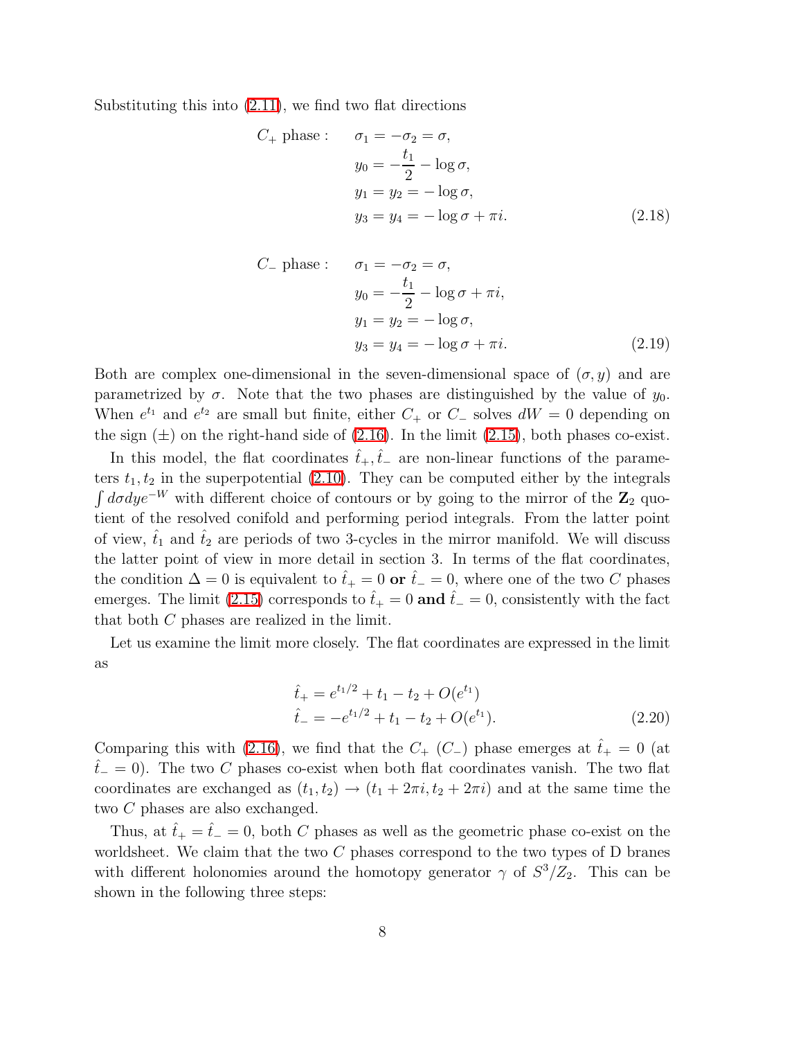Substituting this into (2.11), we find two flat directions

$$
\begin{aligned}
C_+ \text{ phase}: \quad & \sigma_1 = -\sigma_2 = \sigma, \\
& y_0 = -\frac{t_1}{2} - \log\sigma, \\
& y_1 = y_2 = -\log\sigma, \\
& y_3 = y_4 = -\log\sigma + \pi i.
\end{aligned} \tag{2.18}
$$

$$
\begin{aligned}
C_- \text{ phase}: \quad & \sigma_1 = -\sigma_2 = \sigma, \\
& y_0 = -\frac{t_1}{2} - \log\sigma + \pi i, \\
& y_1 = y_2 = -\log\sigma, \\
& y_3 = y_4 = -\log\sigma + \pi i.
\end{aligned} \tag{2.19}
$$

Both are complex one-dimensional in the seven-dimensional space of $(\sigma, y)$ and are parametrized by $\sigma$. Note that the two phases are distinguished by the value of $y_0$. When $e^{t_1}$ and $e^{t_2}$ are small but finite, either $C_+$ or $C_-$ solves $dW = 0$ depending on the sign $(\pm)$ on the right-hand side of (2.16). In the limit (2.15), both phases co-exist.

In this model, the flat coordinates $\hat{t}_+, \hat{t}_-$ are non-linear functions of the parameters $t_1, t_2$ in the superpotential (2.10). They can be computed either by the integrals $\int d\sigma dy e^{-W}$ with different choice of contours or by going to the mirror of the $\mathbf{Z}_2$ quotient of the resolved conifold and performing period integrals. From the latter point of view, $\hat{t}_1$ and $\hat{t}_2$ are periods of two 3-cycles in the mirror manifold. We will discuss the latter point of view in more detail in section 3. In terms of the flat coordinates, the condition $\Delta = 0$ is equivalent to $\hat{t}_+ = 0$ **or** $\hat{t}_- = 0$, where one of the two $C$ phases emerges. The limit (2.15) corresponds to $\hat{t}_+ = 0$ **and** $\hat{t}_- = 0$, consistently with the fact that both $C$ phases are realized in the limit.

Let us examine the limit more closely. The flat coordinates are expressed in the limit as

$$
\begin{aligned}
\hat{t}_+ &= e^{t_1/2} + t_1 - t_2 + O(e^{t_1}) \\
\hat{t}_- &= -e^{t_1/2} + t_1 - t_2 + O(e^{t_1}).
\end{aligned} \tag{2.20}
$$

Comparing this with (2.16), we find that the $C_+$ ($C_-$) phase emerges at $\hat{t}_+ = 0$ (at $\hat{t}_- = 0$). The two $C$ phases co-exist when both flat coordinates vanish. The two flat coordinates are exchanged as $(t_1, t_2) \to (t_1 + 2\pi i, t_2 + 2\pi i)$ and at the same time the two $C$ phases are also exchanged.

Thus, at $\hat{t}_+ = \hat{t}_- = 0$, both $C$ phases as well as the geometric phase co-exist on the worldsheet. We claim that the two $C$ phases correspond to the two types of D branes with different holonomies around the homotopy generator $\gamma$ of $S^3/Z_2$. This can be shown in the following three steps: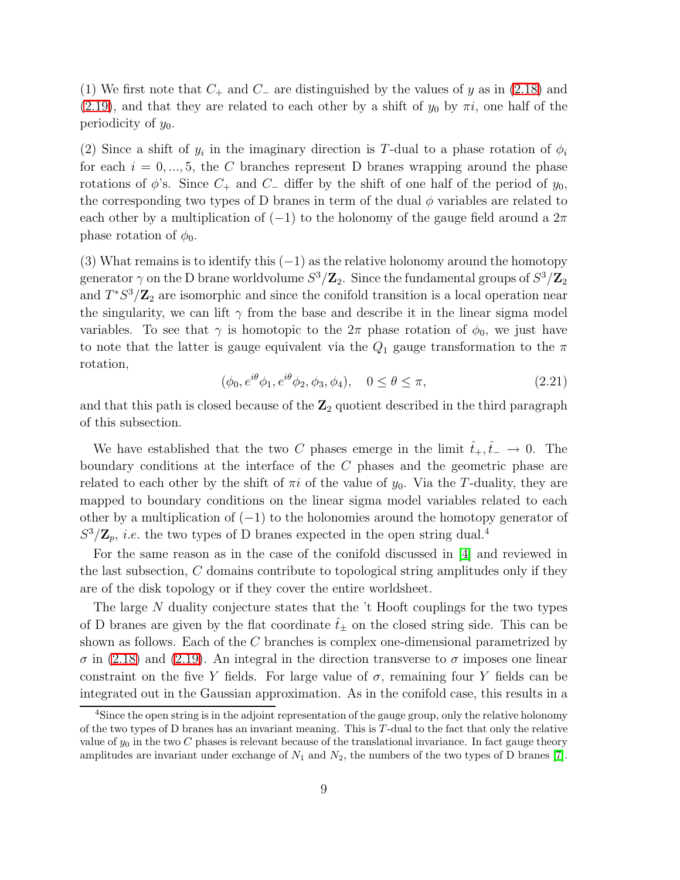(1) We first note that $C_+$ and $C_-$ are distinguished by the values of $y$ as in (2.18) and (2.19), and that they are related to each other by a shift of $y_0$ by $\pi i$, one half of the periodicity of $y_0$.

(2) Since a shift of $y_i$ in the imaginary direction is $T$-dual to a phase rotation of $\phi_i$ for each $i = 0, ..., 5$, the $C$ branches represent D branes wrapping around the phase rotations of $\phi$'s. Since $C_+$ and $C_-$ differ by the shift of one half of the period of $y_0$, the corresponding two types of D branes in term of the dual $\phi$ variables are related to each other by a multiplication of $(-1)$ to the holonomy of the gauge field around a $2\pi$ phase rotation of $\phi_0$.

(3) What remains is to identify this $(-1)$ as the relative holonomy around the homotopy generator $\gamma$ on the D brane worldvolume $S^3/\mathbf{Z}_2$. Since the fundamental groups of $S^3/\mathbf{Z}_2$ and $T^*S^3/\mathbf{Z}_2$ are isomorphic and since the conifold transition is a local operation near the singularity, we can lift $\gamma$ from the base and describe it in the linear sigma model variables. To see that $\gamma$ is homotopic to the $2\pi$ phase rotation of $\phi_0$, we just have to note that the latter is gauge equivalent via the $Q_1$ gauge transformation to the $\pi$ rotation,

$$(\phi_0, e^{i\theta}\phi_1, e^{i\theta}\phi_2, \phi_3, \phi_4), \quad 0 \le \theta \le \pi, \tag{2.21}$$

and that this path is closed because of the $\mathbf{Z}_2$ quotient described in the third paragraph of this subsection.

We have established that the two $C$ phases emerge in the limit $\hat{t}_+, \hat{t}_- \to 0$. The boundary conditions at the interface of the $C$ phases and the geometric phase are related to each other by the shift of $\pi i$ of the value of $y_0$. Via the $T$-duality, they are mapped to boundary conditions on the linear sigma model variables related to each other by a multiplication of $(-1)$ to the holonomies around the homotopy generator of $S^3/\mathbf{Z}_p$, *i.e.* the two types of D branes expected in the open string dual.[4]

For the same reason as in the case of the conifold discussed in [4] and reviewed in the last subsection, $C$ domains contribute to topological string amplitudes only if they are of the disk topology or if they cover the entire worldsheet.

The large $N$ duality conjecture states that the 't Hooft couplings for the two types of D branes are given by the flat coordinate $\hat{t}_\pm$ on the closed string side. This can be shown as follows. Each of the $C$ branches is complex one-dimensional parametrized by $\sigma$ in (2.18) and (2.19). An integral in the direction transverse to $\sigma$ imposes one linear constraint on the five $Y$ fields. For large value of $\sigma$, remaining four $Y$ fields can be integrated out in the Gaussian approximation. As in the conifold case, this results in a

[4] Since the open string is in the adjoint representation of the gauge group, only the relative holonomy of the two types of D branes has an invariant meaning. This is $T$-dual to the fact that only the relative value of $y_0$ in the two $C$ phases is relevant because of the translational invariance. In fact gauge theory amplitudes are invariant under exchange of $N_1$ and $N_2$, the numbers of the two types of D branes [7].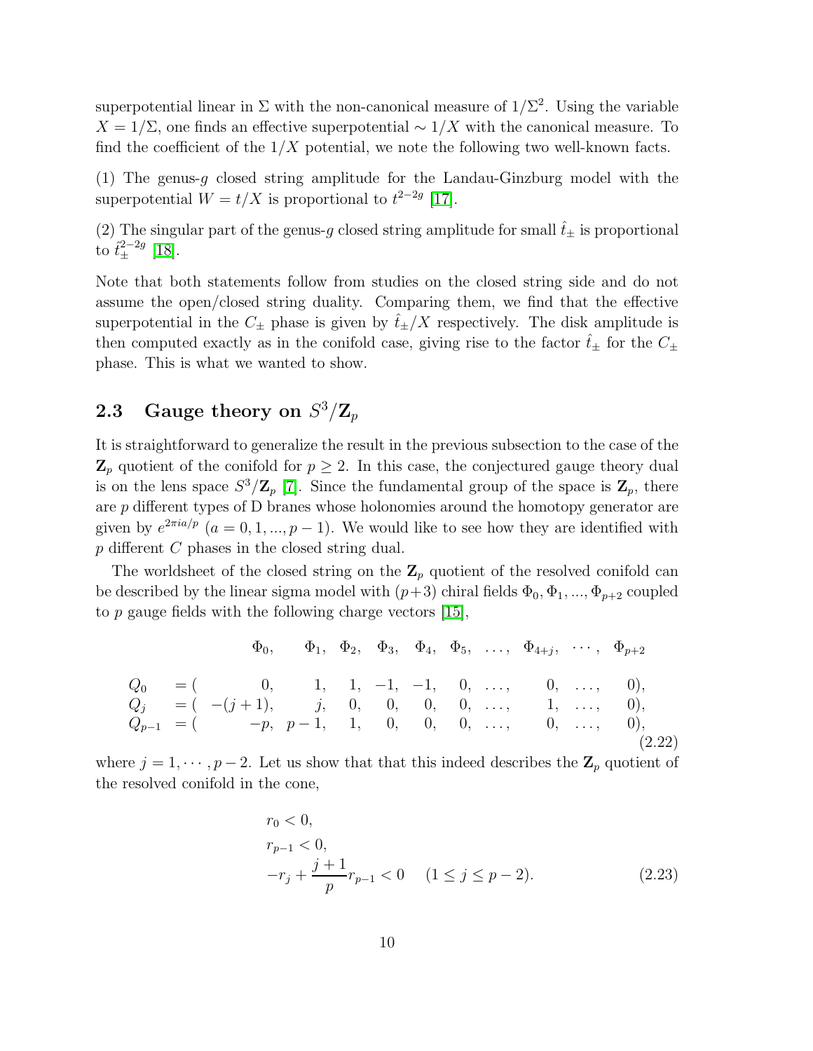superpotential linear in $\Sigma$ with the non-canonical measure of $1/\Sigma^2$. Using the variable $X = 1/\Sigma$, one finds an effective superpotential $\sim 1/X$ with the canonical measure. To find the coefficient of the $1/X$ potential, we note the following two well-known facts.

(1) The genus-$g$ closed string amplitude for the Landau-Ginzburg model with the superpotential $W = t/X$ is proportional to $t^{2-2g}$ [17].

(2) The singular part of the genus-$g$ closed string amplitude for small $\hat{t}_\pm$ is proportional to $\hat{t}_\pm^{2-2g}$ [18].

Note that both statements follow from studies on the closed string side and do not assume the open/closed string duality. Comparing them, we find that the effective superpotential in the $C_\pm$ phase is given by $\hat{t}_\pm/X$ respectively. The disk amplitude is then computed exactly as in the conifold case, giving rise to the factor $\hat{t}_\pm$ for the $C_\pm$ phase. This is what we wanted to show.

## 2.3 Gauge theory on $S^3/\mathbf{Z}_p$

It is straightforward to generalize the result in the previous subsection to the case of the $\mathbf{Z}_p$ quotient of the conifold for $p \geq 2$. In this case, the conjectured gauge theory dual is on the lens space $S^3/\mathbf{Z}_p$ [7]. Since the fundamental group of the space is $\mathbf{Z}_p$, there are $p$ different types of D branes whose holonomies around the homotopy generator are given by $e^{2\pi i a/p}$ $(a = 0, 1, ..., p-1)$. We would like to see how they are identified with $p$ different $C$ phases in the closed string dual.

The worldsheet of the closed string on the $\mathbf{Z}_p$ quotient of the resolved conifold can be described by the linear sigma model with $(p+3)$ chiral fields $\Phi_0, \Phi_1, ..., \Phi_{p+2}$ coupled to $p$ gauge fields with the following charge vectors [15],

$$
\begin{array}{lllllllllll}
 & \Phi_0, & \Phi_1, & \Phi_2, & \Phi_3, & \Phi_4, & \Phi_5, & \ldots, & \Phi_{4+j}, & \cdots, & \Phi_{p+2} \\
Q_0 & =(\;\; 0, & 1, & 1, & -1, & -1, & 0, & \ldots, & 0, & \ldots, & 0), \\
Q_j & =(\;\; -(j+1), & j, & 0, & 0, & 0, & 0, & \ldots, & 1, & \ldots, & 0), \\
Q_{p-1} & =(\;\; -p, & p-1, & 1, & 0, & 0, & 0, & \ldots, & 0, & \ldots, & 0),
\end{array}
\tag{2.22}
$$

where $j = 1, \cdots, p-2$. Let us show that that this indeed describes the $\mathbf{Z}_p$ quotient of the resolved conifold in the cone,

$$
\begin{aligned}
& r_0 < 0, \\
& r_{p-1} < 0, \\
& -r_j + \frac{j+1}{p} r_{p-1} < 0 \quad (1 \leq j \leq p-2).
\end{aligned}
\tag{2.23}
$$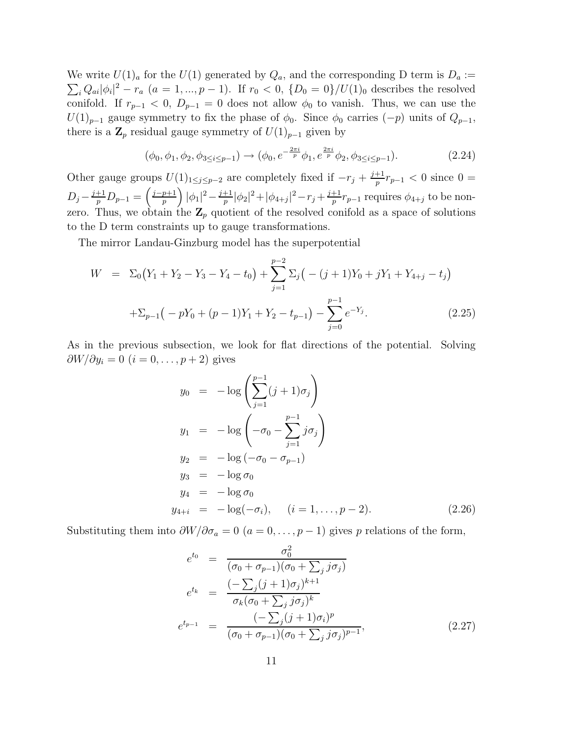We write $U(1)_a$ for the $U(1)$ generated by $Q_a$, and the corresponding D term is $D_a := \sum_i Q_{ai}|\phi_i|^2 - r_a$ $(a = 1, ..., p-1)$. If $r_0 < 0$, $\{D_0 = 0\}/U(1)_0$ describes the resolved conifold. If $r_{p-1} < 0$, $D_{p-1} = 0$ does not allow $\phi_0$ to vanish. Thus, we can use the $U(1)_{p-1}$ gauge symmetry to fix the phase of $\phi_0$. Since $\phi_0$ carries $(-p)$ units of $Q_{p-1}$, there is a $\mathbf{Z}_p$ residual gauge symmetry of $U(1)_{p-1}$ given by

$$(\phi_0, \phi_1, \phi_2, \phi_{3\leq i\leq p-1}) \to (\phi_0, e^{-\frac{2\pi i}{p}}\phi_1, e^{\frac{2\pi i}{p}}\phi_2, \phi_{3\leq i\leq p-1}). \tag{2.24}$$

Other gauge groups $U(1)_{1\leq j\leq p-2}$ are completely fixed if $-r_j + \frac{j+1}{p}r_{p-1} < 0$ since $0 = D_j - \frac{j+1}{p}D_{p-1} = \left(\frac{j-p+1}{p}\right)|\phi_1|^2 - \frac{j+1}{p}|\phi_2|^2 + |\phi_{4+j}|^2 - r_j + \frac{j+1}{p}r_{p-1}$ requires $\phi_{4+j}$ to be non-zero. Thus, we obtain the $\mathbf{Z}_p$ quotient of the resolved conifold as a space of solutions to the D term constraints up to gauge transformations.

The mirror Landau-Ginzburg model has the superpotential

$$\begin{aligned} W &= \Sigma_0\big(Y_1 + Y_2 - Y_3 - Y_4 - t_0\big) + \sum_{j=1}^{p-2}\Sigma_j\big(-(j+1)Y_0 + jY_1 + Y_{4+j} - t_j\big) \\ &\quad + \Sigma_{p-1}\big(-pY_0 + (p-1)Y_1 + Y_2 - t_{p-1}\big) - \sum_{j=0}^{p-1} e^{-Y_j}. \end{aligned} \tag{2.25}$$

As in the previous subsection, we look for flat directions of the potential. Solving $\partial W/\partial y_i = 0$ $(i = 0, \ldots, p+2)$ gives

$$\begin{aligned} y_0 &= -\log\left(\sum_{j=1}^{p-1}(j+1)\sigma_j\right) \\ y_1 &= -\log\left(-\sigma_0 - \sum_{j=1}^{p-1} j\sigma_j\right) \\ y_2 &= -\log\left(-\sigma_0 - \sigma_{p-1}\right) \\ y_3 &= -\log\sigma_0 \\ y_4 &= -\log\sigma_0 \\ y_{4+i} &= -\log(-\sigma_i), \qquad (i = 1, \ldots, p-2). \end{aligned} \tag{2.26}$$

Substituting them into $\partial W/\partial \sigma_a = 0$ $(a = 0, \ldots, p-1)$ gives $p$ relations of the form,

$$\begin{aligned} e^{t_0} &= \frac{\sigma_0^2}{(\sigma_0 + \sigma_{p-1})(\sigma_0 + \sum_j j\sigma_j)} \\ e^{t_k} &= \frac{(-\sum_j (j+1)\sigma_j)^{k+1}}{\sigma_k(\sigma_0 + \sum_j j\sigma_j)^k} \\ e^{t_{p-1}} &= \frac{(-\sum_j (j+1)\sigma_i)^p}{(\sigma_0 + \sigma_{p-1})(\sigma_0 + \sum_j j\sigma_j)^{p-1}}, \end{aligned} \tag{2.27}$$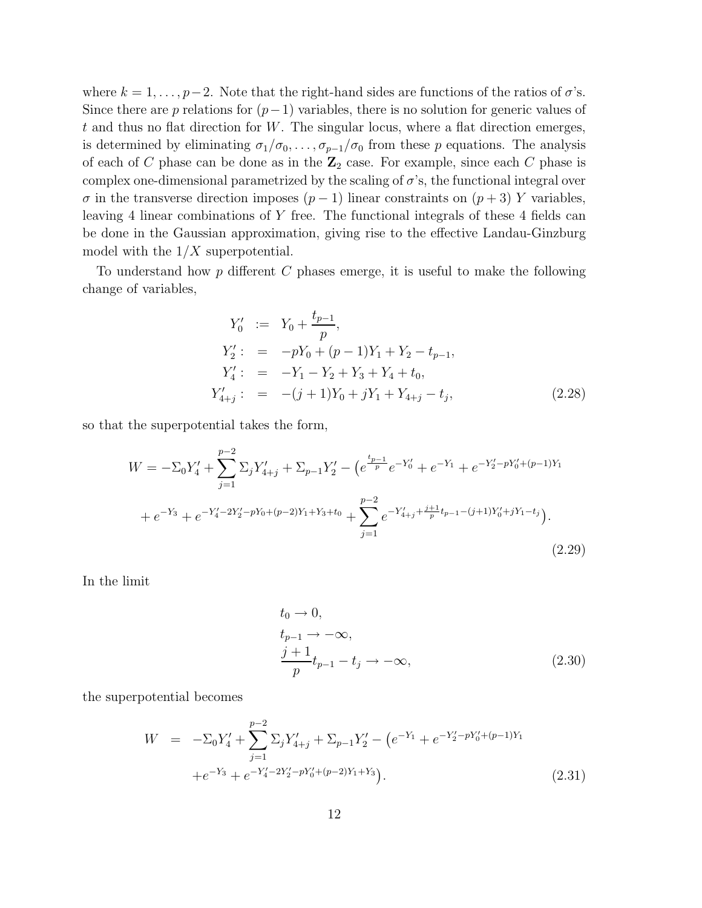where $k = 1, \ldots, p-2$. Note that the right-hand sides are functions of the ratios of $\sigma$'s. Since there are $p$ relations for $(p-1)$ variables, there is no solution for generic values of $t$ and thus no flat direction for $W$. The singular locus, where a flat direction emerges, is determined by eliminating $\sigma_1/\sigma_0, \ldots, \sigma_{p-1}/\sigma_0$ from these $p$ equations. The analysis of each of $C$ phase can be done as in the $\mathbf{Z}_2$ case. For example, since each $C$ phase is complex one-dimensional parametrized by the scaling of $\sigma$'s, the functional integral over $\sigma$ in the transverse direction imposes $(p-1)$ linear constraints on $(p+3)$ $Y$ variables, leaving 4 linear combinations of $Y$ free. The functional integrals of these 4 fields can be done in the Gaussian approximation, giving rise to the effective Landau-Ginzburg model with the $1/X$ superpotential.

To understand how $p$ different $C$ phases emerge, it is useful to make the following change of variables,

$$
\begin{aligned}
Y_0' &:= Y_0 + \frac{t_{p-1}}{p}, \\
Y_2' &:= -pY_0 + (p-1)Y_1 + Y_2 - t_{p-1}, \\
Y_4' &:= -Y_1 - Y_2 + Y_3 + Y_4 + t_0, \\
Y_{4+j}' &:= -(j+1)Y_0 + jY_1 + Y_{4+j} - t_j,
\end{aligned} \tag{2.28}
$$

so that the superpotential takes the form,

$$
\begin{aligned}
W = -\Sigma_0 Y_4' + \sum_{j=1}^{p-2} \Sigma_j Y_{4+j}' + \Sigma_{p-1} Y_2' - \big( & e^{\frac{t_{p-1}}{p}} e^{-Y_0'} + e^{-Y_1} + e^{-Y_2' - pY_0' + (p-1)Y_1} \\
& + e^{-Y_3} + e^{-Y_4' - 2Y_2' - pY_0 + (p-2)Y_1 + Y_3 + t_0} + \sum_{j=1}^{p-2} e^{-Y_{4+j}' + \frac{j+1}{p} t_{p-1} - (j+1)Y_0' + jY_1 - t_j} \big).
\end{aligned} \tag{2.29}
$$

In the limit

$$
\begin{aligned}
& t_0 \to 0, \\
& t_{p-1} \to -\infty, \\
& \frac{j+1}{p} t_{p-1} - t_j \to -\infty,
\end{aligned} \tag{2.30}
$$

the superpotential becomes

$$
\begin{aligned}
W &= -\Sigma_0 Y_4' + \sum_{j=1}^{p-2} \Sigma_j Y_{4+j}' + \Sigma_{p-1} Y_2' - \big( e^{-Y_1} + e^{-Y_2' - pY_0' + (p-1)Y_1} \\
&\quad + e^{-Y_3} + e^{-Y_4' - 2Y_2' - pY_0' + (p-2)Y_1 + Y_3} \big).
\end{aligned} \tag{2.31}
$$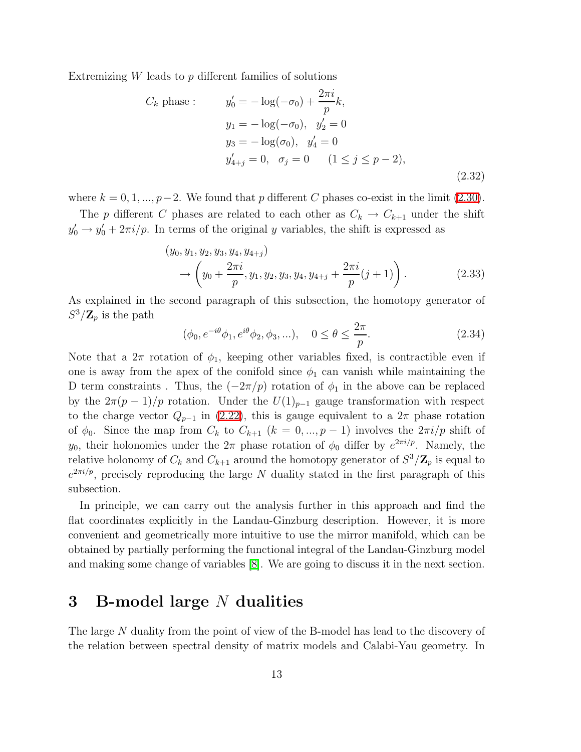Extremizing $W$ leads to $p$ different families of solutions

$$
\begin{aligned}
C_k \text{ phase}: \qquad & y_0' = -\log(-\sigma_0) + \frac{2\pi i}{p}k, \\
& y_1 = -\log(-\sigma_0), \quad y_2' = 0 \\
& y_3 = -\log(\sigma_0), \quad y_4' = 0 \\
& y_{4+j}' = 0, \quad \sigma_j = 0 \qquad (1 \leq j \leq p-2),
\end{aligned}
\tag{2.32}
$$

where $k = 0, 1, ..., p-2$. We found that $p$ different $C$ phases co-exist in the limit (2.30).

The $p$ different $C$ phases are related to each other as $C_k \to C_{k+1}$ under the shift $y_0' \to y_0' + 2\pi i/p$. In terms of the original $y$ variables, the shift is expressed as

$$
\begin{aligned}
&(y_0, y_1, y_2, y_3, y_4, y_{4+j}) \\
&\quad \to \left( y_0 + \frac{2\pi i}{p}, y_1, y_2, y_3, y_4, y_{4+j} + \frac{2\pi i}{p}(j+1) \right).
\end{aligned}
\tag{2.33}
$$

As explained in the second paragraph of this subsection, the homotopy generator of $S^3/\mathbf{Z}_p$ is the path

$$
(\phi_0, e^{-i\theta}\phi_1, e^{i\theta}\phi_2, \phi_3, ...), \quad 0 \leq \theta \leq \frac{2\pi}{p}. \tag{2.34}
$$

Note that a $2\pi$ rotation of $\phi_1$, keeping other variables fixed, is contractible even if one is away from the apex of the conifold since $\phi_1$ can vanish while maintaining the D term constraints . Thus, the $(-2\pi/p)$ rotation of $\phi_1$ in the above can be replaced by the $2\pi(p-1)/p$ rotation. Under the $U(1)_{p-1}$ gauge transformation with respect to the charge vector $Q_{p-1}$ in (2.22), this is gauge equivalent to a $2\pi$ phase rotation of $\phi_0$. Since the map from $C_k$ to $C_{k+1}$ ($k = 0, ..., p-1$) involves the $2\pi i/p$ shift of $y_0$, their holonomies under the $2\pi$ phase rotation of $\phi_0$ differ by $e^{2\pi i/p}$. Namely, the relative holonomy of $C_k$ and $C_{k+1}$ around the homotopy generator of $S^3/\mathbf{Z}_p$ is equal to $e^{2\pi i/p}$, precisely reproducing the large $N$ duality stated in the first paragraph of this subsection.

In principle, we can carry out the analysis further in this approach and find the flat coordinates explicitly in the Landau-Ginzburg description. However, it is more convenient and geometrically more intuitive to use the mirror manifold, which can be obtained by partially performing the functional integral of the Landau-Ginzburg model and making some change of variables [8]. We are going to discuss it in the next section.

# 3 B-model large $N$ dualities

The large $N$ duality from the point of view of the B-model has lead to the discovery of the relation between spectral density of matrix models and Calabi-Yau geometry. In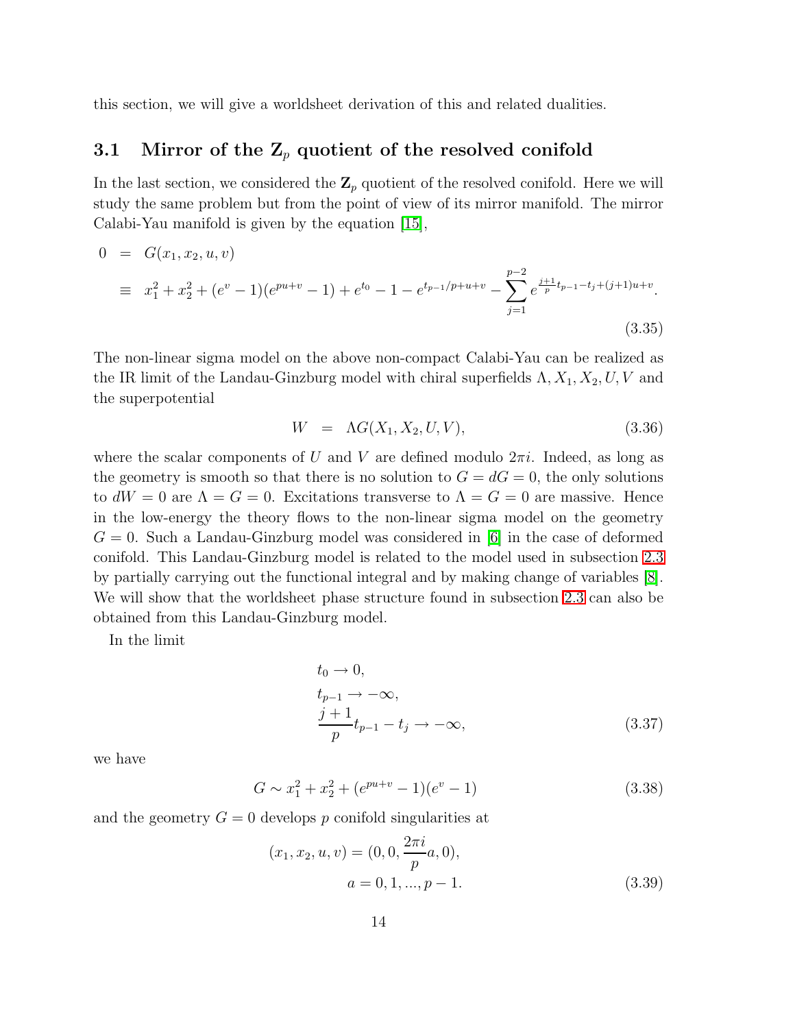this section, we will give a worldsheet derivation of this and related dualities.

### 3.1 Mirror of the $\mathbf{Z}_p$ quotient of the resolved conifold

In the last section, we considered the $\mathbf{Z}_p$ quotient of the resolved conifold. Here we will study the same problem but from the point of view of its mirror manifold. The mirror Calabi-Yau manifold is given by the equation [15],

$$
\begin{aligned}
0 &= G(x_1, x_2, u, v) \\
&\equiv x_1^2 + x_2^2 + (e^v - 1)(e^{pu+v} - 1) + e^{t_0} - 1 - e^{t_{p-1}/p+u+v} - \sum_{j=1}^{p-2} e^{\frac{j+1}{p}t_{p-1} - t_j + (j+1)u+v}.
\end{aligned}
\tag{3.35}
$$

The non-linear sigma model on the above non-compact Calabi-Yau can be realized as the IR limit of the Landau-Ginzburg model with chiral superfields $\Lambda, X_1, X_2, U, V$ and the superpotential

$$
W = \Lambda G(X_1, X_2, U, V), \tag{3.36}
$$

where the scalar components of $U$ and $V$ are defined modulo $2\pi i$. Indeed, as long as the geometry is smooth so that there is no solution to $G = dG = 0$, the only solutions to $dW = 0$ are $\Lambda = G = 0$. Excitations transverse to $\Lambda = G = 0$ are massive. Hence in the low-energy the theory flows to the non-linear sigma model on the geometry $G = 0$. Such a Landau-Ginzburg model was considered in [6] in the case of deformed conifold. This Landau-Ginzburg model is related to the model used in subsection 2.3 by partially carrying out the functional integral and by making change of variables [8]. We will show that the worldsheet phase structure found in subsection 2.3 can also be obtained from this Landau-Ginzburg model.

In the limit

$$
\begin{aligned}
&t_0 \to 0, \\
&t_{p-1} \to -\infty, \\
&\frac{j+1}{p} t_{p-1} - t_j \to -\infty,
\end{aligned}
\tag{3.37}
$$

we have

$$
G \sim x_1^2 + x_2^2 + (e^{pu+v} - 1)(e^v - 1) \tag{3.38}
$$

and the geometry $G = 0$ develops $p$ conifold singularities at

$$
\begin{aligned}
(x_1, x_2, u, v) = (0, 0, &\frac{2\pi i}{p} a, 0), \\
&a = 0, 1, ..., p-1.
\end{aligned}
\tag{3.39}
$$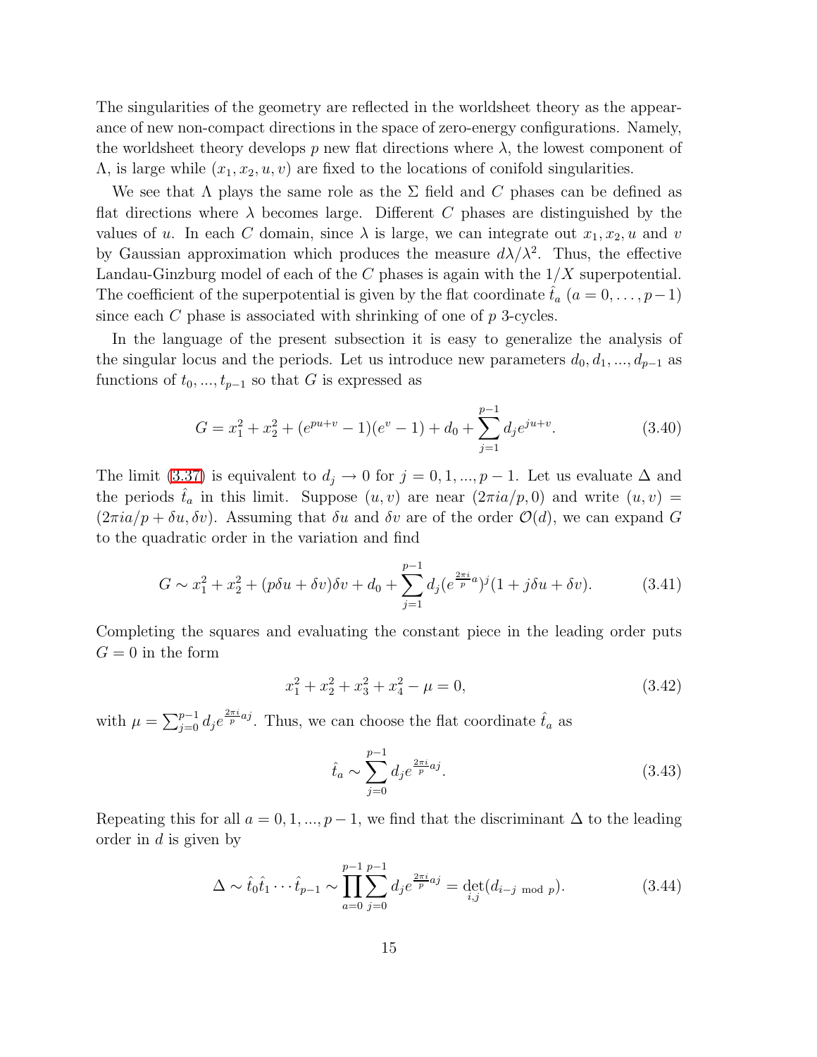The singularities of the geometry are reflected in the worldsheet theory as the appearance of new non-compact directions in the space of zero-energy configurations. Namely, the worldsheet theory develops $p$ new flat directions where $\lambda$, the lowest component of $\Lambda$, is large while $(x_1, x_2, u, v)$ are fixed to the locations of conifold singularities.

We see that $\Lambda$ plays the same role as the $\Sigma$ field and $C$ phases can be defined as flat directions where $\lambda$ becomes large. Different $C$ phases are distinguished by the values of $u$. In each $C$ domain, since $\lambda$ is large, we can integrate out $x_1, x_2, u$ and $v$ by Gaussian approximation which produces the measure $d\lambda/\lambda^2$. Thus, the effective Landau-Ginzburg model of each of the $C$ phases is again with the $1/X$ superpotential. The coefficient of the superpotential is given by the flat coordinate $\hat{t}_a$ $(a = 0, \ldots, p-1)$ since each $C$ phase is associated with shrinking of one of $p$ 3-cycles.

In the language of the present subsection it is easy to generalize the analysis of the singular locus and the periods. Let us introduce new parameters $d_0, d_1, ..., d_{p-1}$ as functions of $t_0, ..., t_{p-1}$ so that $G$ is expressed as

$$G = x_1^2 + x_2^2 + (e^{pu+v} - 1)(e^v - 1) + d_0 + \sum_{j=1}^{p-1} d_j e^{ju+v}. \tag{3.40}$$

The limit (3.37) is equivalent to $d_j \to 0$ for $j = 0, 1, ..., p-1$. Let us evaluate $\Delta$ and the periods $\hat{t}_a$ in this limit. Suppose $(u, v)$ are near $(2\pi i a/p, 0)$ and write $(u, v) = (2\pi i a/p + \delta u, \delta v)$. Assuming that $\delta u$ and $\delta v$ are of the order $\mathcal{O}(d)$, we can expand $G$ to the quadratic order in the variation and find

$$G \sim x_1^2 + x_2^2 + (p\delta u + \delta v)\delta v + d_0 + \sum_{j=1}^{p-1} d_j (e^{\frac{2\pi i}{p} a})^j (1 + j\delta u + \delta v). \tag{3.41}$$

Completing the squares and evaluating the constant piece in the leading order puts $G = 0$ in the form

$$x_1^2 + x_2^2 + x_3^2 + x_4^2 - \mu = 0, \tag{3.42}$$

with $\mu = \sum_{j=0}^{p-1} d_j e^{\frac{2\pi i}{p} aj}$. Thus, we can choose the flat coordinate $\hat{t}_a$ as

$$\hat{t}_a \sim \sum_{j=0}^{p-1} d_j e^{\frac{2\pi i}{p} aj}. \tag{3.43}$$

Repeating this for all $a = 0, 1, ..., p-1$, we find that the discriminant $\Delta$ to the leading order in $d$ is given by

$$\Delta \sim \hat{t}_0 \hat{t}_1 \cdots \hat{t}_{p-1} \sim \prod_{a=0}^{p-1} \sum_{j=0}^{p-1} d_j e^{\frac{2\pi i}{p} aj} = \det_{i,j}(d_{i-j \bmod p}). \tag{3.44}$$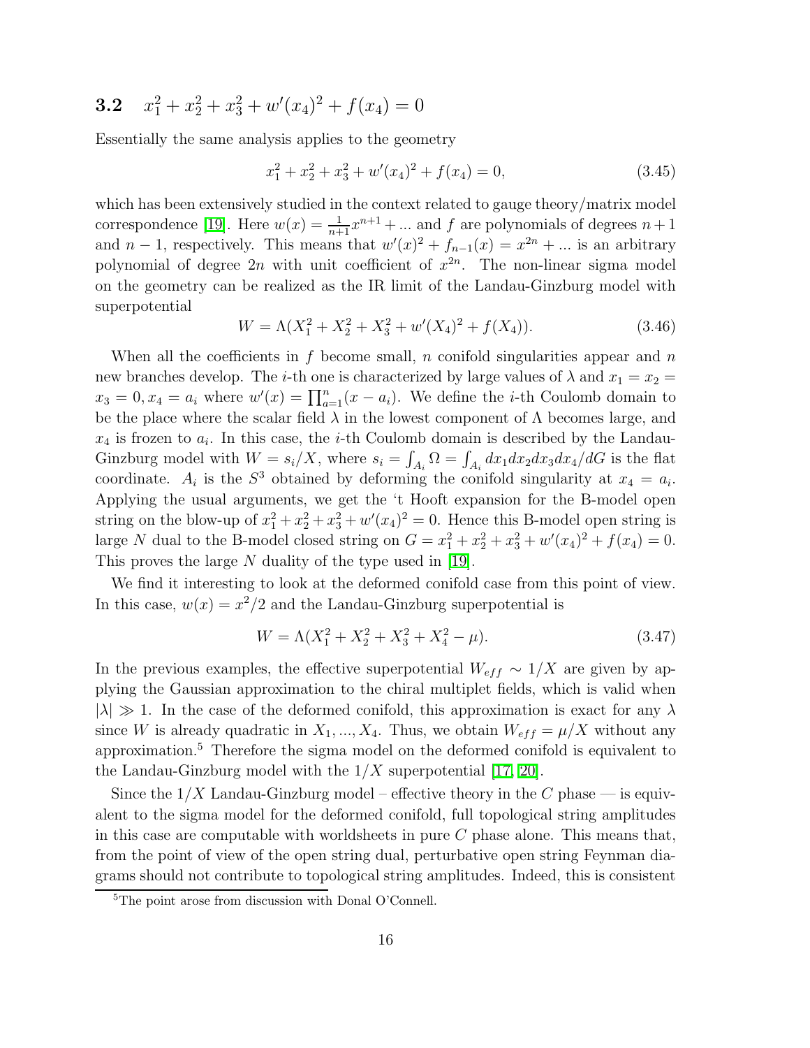### 3.2 $x_1^2 + x_2^2 + x_3^2 + w'(x_4)^2 + f(x_4) = 0$

Essentially the same analysis applies to the geometry

$$x_1^2 + x_2^2 + x_3^2 + w'(x_4)^2 + f(x_4) = 0, \tag{3.45}$$

which has been extensively studied in the context related to gauge theory/matrix model correspondence [19]. Here $w(x) = \frac{1}{n+1}x^{n+1} + ...$ and $f$ are polynomials of degrees $n+1$ and $n-1$, respectively. This means that $w'(x)^2 + f_{n-1}(x) = x^{2n} + ...$ is an arbitrary polynomial of degree $2n$ with unit coefficient of $x^{2n}$. The non-linear sigma model on the geometry can be realized as the IR limit of the Landau-Ginzburg model with superpotential

$$W = \Lambda(X_1^2 + X_2^2 + X_3^2 + w'(X_4)^2 + f(X_4)). \tag{3.46}$$

When all the coefficients in $f$ become small, $n$ conifold singularities appear and $n$ new branches develop. The $i$-th one is characterized by large values of $\lambda$ and $x_1 = x_2 = x_3 = 0, x_4 = a_i$ where $w'(x) = \prod_{a=1}^{n}(x - a_i)$. We define the $i$-th Coulomb domain to be the place where the scalar field $\lambda$ in the lowest component of $\Lambda$ becomes large, and $x_4$ is frozen to $a_i$. In this case, the $i$-th Coulomb domain is described by the Landau-Ginzburg model with $W = s_i/X$, where $s_i = \int_{A_i} \Omega = \int_{A_i} dx_1 dx_2 dx_3 dx_4/dG$ is the flat coordinate. $A_i$ is the $S^3$ obtained by deforming the conifold singularity at $x_4 = a_i$. Applying the usual arguments, we get the 't Hooft expansion for the B-model open string on the blow-up of $x_1^2 + x_2^2 + x_3^2 + w'(x_4)^2 = 0$. Hence this B-model open string is large $N$ dual to the B-model closed string on $G = x_1^2 + x_2^2 + x_3^2 + w'(x_4)^2 + f(x_4) = 0$. This proves the large $N$ duality of the type used in [19].

We find it interesting to look at the deformed conifold case from this point of view. In this case, $w(x) = x^2/2$ and the Landau-Ginzburg superpotential is

$$W = \Lambda(X_1^2 + X_2^2 + X_3^2 + X_4^2 - \mu). \tag{3.47}$$

In the previous examples, the effective superpotential $W_{eff} \sim 1/X$ are given by applying the Gaussian approximation to the chiral multiplet fields, which is valid when $|\lambda| \gg 1$. In the case of the deformed conifold, this approximation is exact for any $\lambda$ since $W$ is already quadratic in $X_1, ..., X_4$. Thus, we obtain $W_{eff} = \mu/X$ without any approximation.[5] Therefore the sigma model on the deformed conifold is equivalent to the Landau-Ginzburg model with the $1/X$ superpotential [17, 20].

Since the $1/X$ Landau-Ginzburg model – effective theory in the $C$ phase — is equivalent to the sigma model for the deformed conifold, full topological string amplitudes in this case are computable with worldsheets in pure $C$ phase alone. This means that, from the point of view of the open string dual, perturbative open string Feynman diagrams should not contribute to topological string amplitudes. Indeed, this is consistent

[5] The point arose from discussion with Donal O'Connell.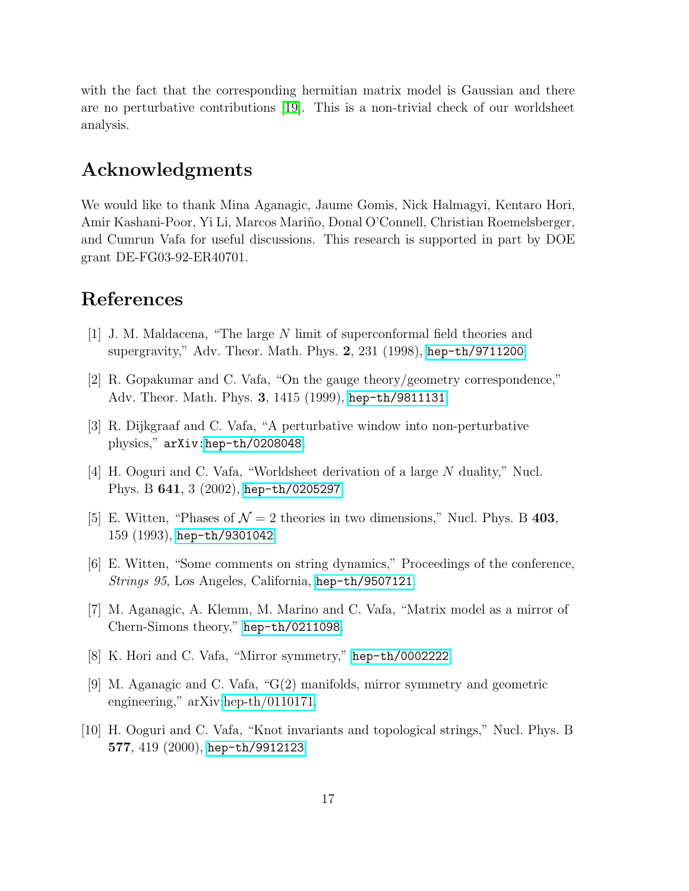with the fact that the corresponding hermitian matrix model is Gaussian and there are no perturbative contributions [19]. This is a non-trivial check of our worldsheet analysis.

## Acknowledgments

We would like to thank Mina Aganagic, Jaume Gomis, Nick Halmagyi, Kentaro Hori, Amir Kashani-Poor, Yi Li, Marcos Mariño, Donal O'Connell, Christian Roemelsberger, and Cumrun Vafa for useful discussions. This research is supported in part by DOE grant DE-FG03-92-ER40701.

## References

[1] J. M. Maldacena, "The large $N$ limit of superconformal field theories and supergravity," Adv. Theor. Math. Phys. **2**, 231 (1998), hep-th/9711200.

[2] R. Gopakumar and C. Vafa, "On the gauge theory/geometry correspondence," Adv. Theor. Math. Phys. **3**, 1415 (1999), hep-th/9811131.

[3] R. Dijkgraaf and C. Vafa, "A perturbative window into non-perturbative physics," arXiv:hep-th/0208048.

[4] H. Ooguri and C. Vafa, "Worldsheet derivation of a large $N$ duality," Nucl. Phys. B **641**, 3 (2002), hep-th/0205297.

[5] E. Witten, "Phases of $\mathcal{N}=2$ theories in two dimensions," Nucl. Phys. B **403**, 159 (1993), hep-th/9301042.

[6] E. Witten, "Some comments on string dynamics," Proceedings of the conference, *Strings 95*, Los Angeles, California, hep-th/9507121.

[7] M. Aganagic, A. Klemm, M. Marino and C. Vafa, "Matrix model as a mirror of Chern-Simons theory," hep-th/0211098.

[8] K. Hori and C. Vafa, "Mirror symmetry," hep-th/0002222.

[9] M. Aganagic and C. Vafa, "G(2) manifolds, mirror symmetry and geometric engineering," arXiv:hep-th/0110171.

[10] H. Ooguri and C. Vafa, "Knot invariants and topological strings," Nucl. Phys. B **577**, 419 (2000), hep-th/9912123.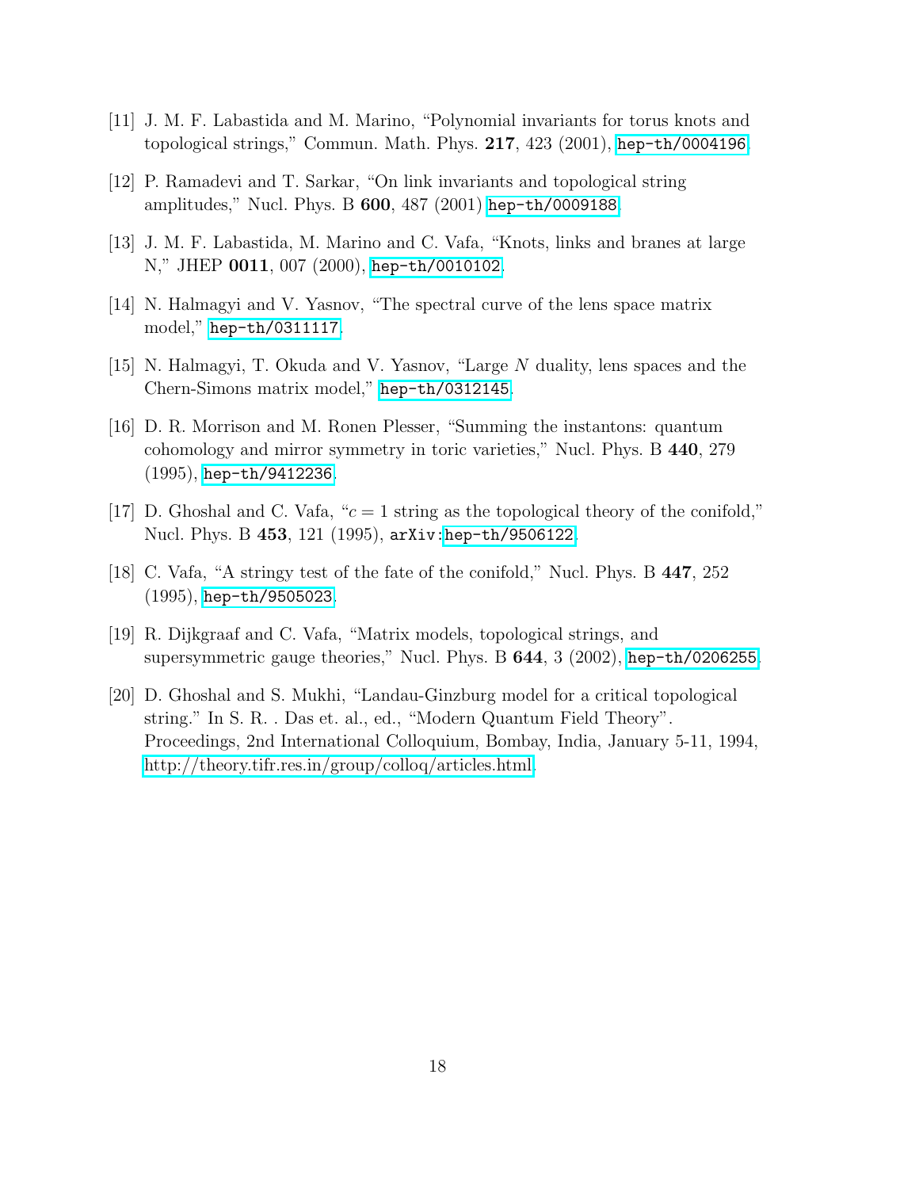[11] J. M. F. Labastida and M. Marino, "Polynomial invariants for torus knots and topological strings," Commun. Math. Phys. **217**, 423 (2001), hep-th/0004196.

[12] P. Ramadevi and T. Sarkar, "On link invariants and topological string amplitudes," Nucl. Phys. B **600**, 487 (2001) hep-th/0009188.

[13] J. M. F. Labastida, M. Marino and C. Vafa, "Knots, links and branes at large N," JHEP **0011**, 007 (2000), hep-th/0010102.

[14] N. Halmagyi and V. Yasnov, "The spectral curve of the lens space matrix model," hep-th/0311117.

[15] N. Halmagyi, T. Okuda and V. Yasnov, "Large $N$ duality, lens spaces and the Chern-Simons matrix model," hep-th/0312145.

[16] D. R. Morrison and M. Ronen Plesser, "Summing the instantons: quantum cohomology and mirror symmetry in toric varieties," Nucl. Phys. B **440**, 279 (1995), hep-th/9412236.

[17] D. Ghoshal and C. Vafa, "$c = 1$ string as the topological theory of the conifold," Nucl. Phys. B **453**, 121 (1995), arXiv:hep-th/9506122.

[18] C. Vafa, "A stringy test of the fate of the conifold," Nucl. Phys. B **447**, 252 (1995), hep-th/9505023.

[19] R. Dijkgraaf and C. Vafa, "Matrix models, topological strings, and supersymmetric gauge theories," Nucl. Phys. B **644**, 3 (2002), hep-th/0206255.

[20] D. Ghoshal and S. Mukhi, "Landau-Ginzburg model for a critical topological string." In S. R. . Das et. al., ed., "Modern Quantum Field Theory". Proceedings, 2nd International Colloquium, Bombay, India, January 5-11, 1994, http://theory.tifr.res.in/group/colloq/articles.html.